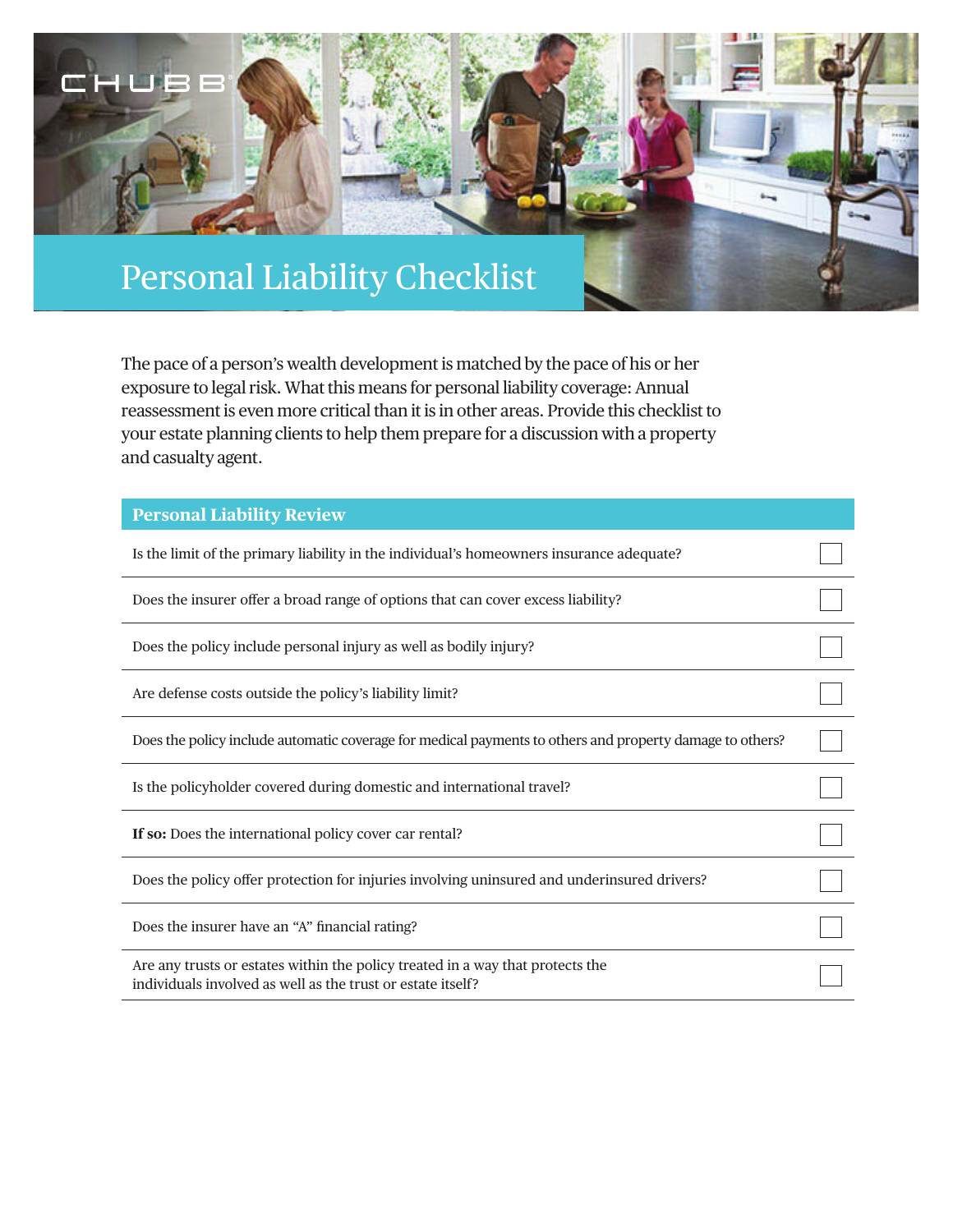# Personal Liability Checklist

The pace of a person's wealth development is matched by the pace of his or her exposure to legal risk. What this means for personal liability coverage: Annual reassessment is even more critical than it is in other areas. Provide this checklist to your estate planning clients to help them prepare for a discussion with a property and casualty agent.

| Personal Liability Review | |
|---|---|
| Is the limit of the primary liability in the individual's homeowners insurance adequate? | ☐ |
| Does the insurer offer a broad range of options that can cover excess liability? | ☐ |
| Does the policy include personal injury as well as bodily injury? | ☐ |
| Are defense costs outside the policy's liability limit? | ☐ |
| Does the policy include automatic coverage for medical payments to others and property damage to others? | ☐ |
| Is the policyholder covered during domestic and international travel? | ☐ |
| **If so:** Does the international policy cover car rental? | ☐ |
| Does the policy offer protection for injuries involving uninsured and underinsured drivers? | ☐ |
| Does the insurer have an "A" financial rating? | ☐ |
| Are any trusts or estates within the policy treated in a way that protects the individuals involved as well as the trust or estate itself? | ☐ |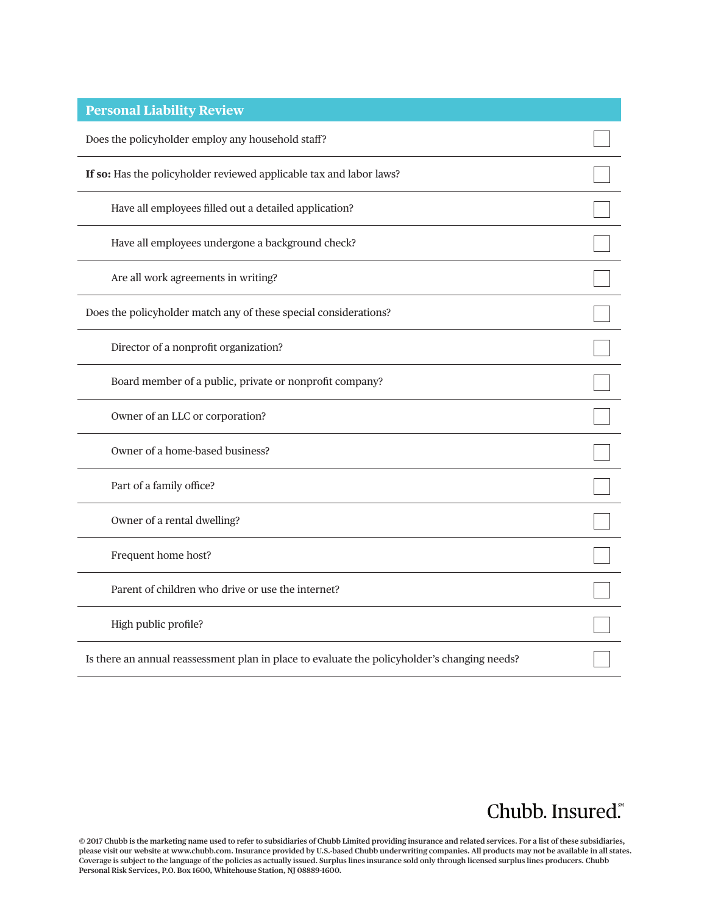## Personal Liability Review

| | |
|---|---|
| Does the policyholder employ any household staff? | ☐ |
| **If so:** Has the policyholder reviewed applicable tax and labor laws? | ☐ |
| Have all employees filled out a detailed application? | ☐ |
| Have all employees undergone a background check? | ☐ |
| Are all work agreements in writing? | ☐ |
| Does the policyholder match any of these special considerations? | ☐ |
| Director of a nonprofit organization? | ☐ |
| Board member of a public, private or nonprofit company? | ☐ |
| Owner of an LLC or corporation? | ☐ |
| Owner of a home-based business? | ☐ |
| Part of a family office? | ☐ |
| Owner of a rental dwelling? | ☐ |
| Frequent home host? | ☐ |
| Parent of children who drive or use the internet? | ☐ |
| High public profile? | ☐ |
| Is there an annual reassessment plan in place to evaluate the policyholder's changing needs? | ☐ |

Chubb. Insured.℠

© 2017 Chubb is the marketing name used to refer to subsidiaries of Chubb Limited providing insurance and related services. For a list of these subsidiaries, please visit our website at www.chubb.com. Insurance provided by U.S.-based Chubb underwriting companies. All products may not be available in all states. Coverage is subject to the language of the policies as actually issued. Surplus lines insurance sold only through licensed surplus lines producers. Chubb Personal Risk Services, P.O. Box 1600, Whitehouse Station, NJ 08889-1600.